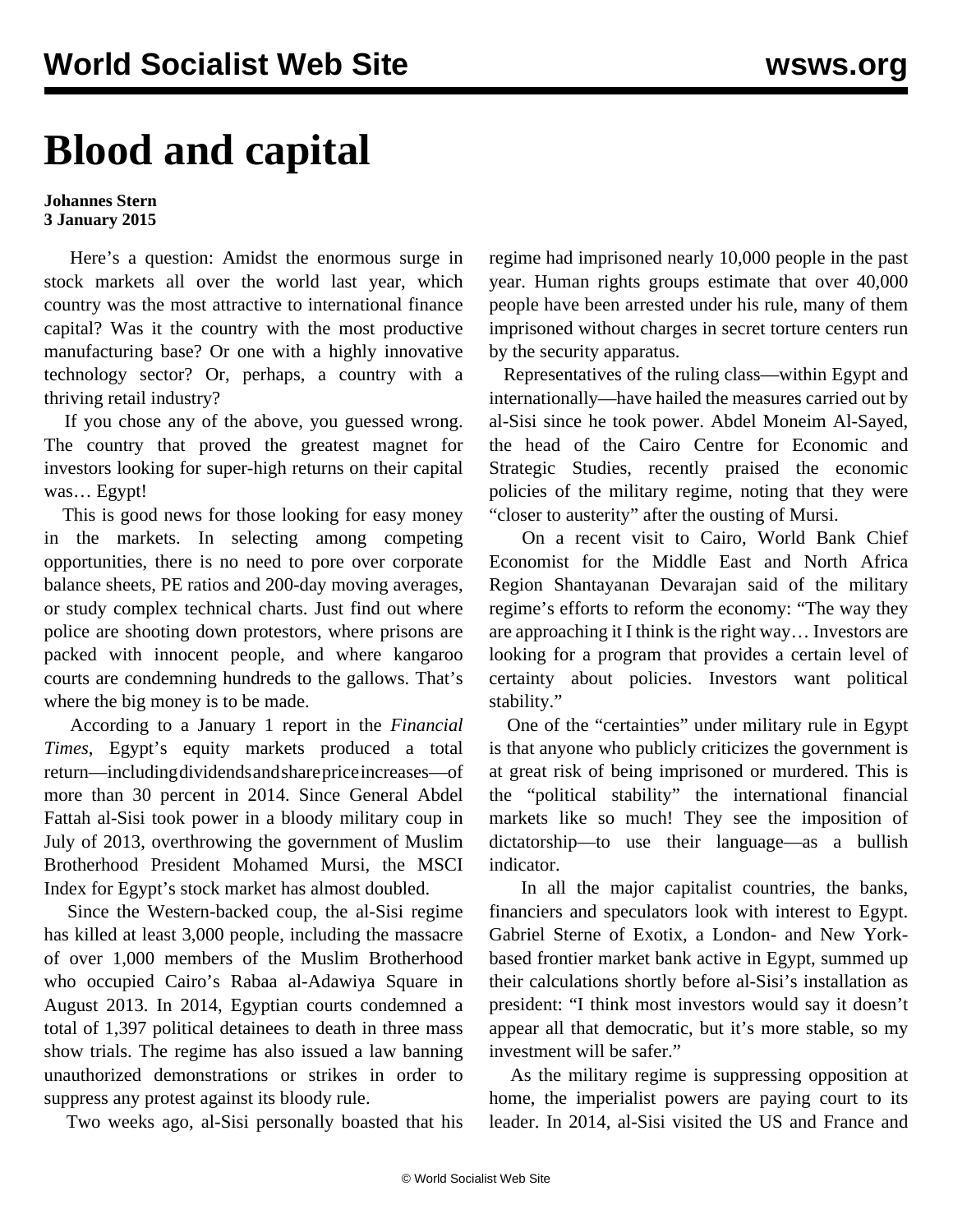# Blood and capital

**Johannes Stern**
**3 January 2015**

Here's a question: Amidst the enormous surge in stock markets all over the world last year, which country was the most attractive to international finance capital? Was it the country with the most productive manufacturing base? Or one with a highly innovative technology sector? Or, perhaps, a country with a thriving retail industry?

If you chose any of the above, you guessed wrong. The country that proved the greatest magnet for investors looking for super-high returns on their capital was… Egypt!

This is good news for those looking for easy money in the markets. In selecting among competing opportunities, there is no need to pore over corporate balance sheets, PE ratios and 200-day moving averages, or study complex technical charts. Just find out where police are shooting down protestors, where prisons are packed with innocent people, and where kangaroo courts are condemning hundreds to the gallows. That's where the big money is to be made.

According to a January 1 report in the *Financial Times*, Egypt's equity markets produced a total return—including dividends and share price increases—of more than 30 percent in 2014. Since General Abdel Fattah al-Sisi took power in a bloody military coup in July of 2013, overthrowing the government of Muslim Brotherhood President Mohamed Mursi, the MSCI Index for Egypt's stock market has almost doubled.

Since the Western-backed coup, the al-Sisi regime has killed at least 3,000 people, including the massacre of over 1,000 members of the Muslim Brotherhood who occupied Cairo's Rabaa al-Adawiya Square in August 2013. In 2014, Egyptian courts condemned a total of 1,397 political detainees to death in three mass show trials. The regime has also issued a law banning unauthorized demonstrations or strikes in order to suppress any protest against its bloody rule.

Two weeks ago, al-Sisi personally boasted that his regime had imprisoned nearly 10,000 people in the past year. Human rights groups estimate that over 40,000 people have been arrested under his rule, many of them imprisoned without charges in secret torture centers run by the security apparatus.

Representatives of the ruling class—within Egypt and internationally—have hailed the measures carried out by al-Sisi since he took power. Abdel Moneim Al-Sayed, the head of the Cairo Centre for Economic and Strategic Studies, recently praised the economic policies of the military regime, noting that they were "closer to austerity" after the ousting of Mursi.

On a recent visit to Cairo, World Bank Chief Economist for the Middle East and North Africa Region Shantayanan Devarajan said of the military regime's efforts to reform the economy: "The way they are approaching it I think is the right way… Investors are looking for a program that provides a certain level of certainty about policies. Investors want political stability."

One of the "certainties" under military rule in Egypt is that anyone who publicly criticizes the government is at great risk of being imprisoned or murdered. This is the "political stability" the international financial markets like so much! They see the imposition of dictatorship—to use their language—as a bullish indicator.

In all the major capitalist countries, the banks, financiers and speculators look with interest to Egypt. Gabriel Sterne of Exotix, a London- and New York-based frontier market bank active in Egypt, summed up their calculations shortly before al-Sisi's installation as president: "I think most investors would say it doesn't appear all that democratic, but it's more stable, so my investment will be safer."

As the military regime is suppressing opposition at home, the imperialist powers are paying court to its leader. In 2014, al-Sisi visited the US and France and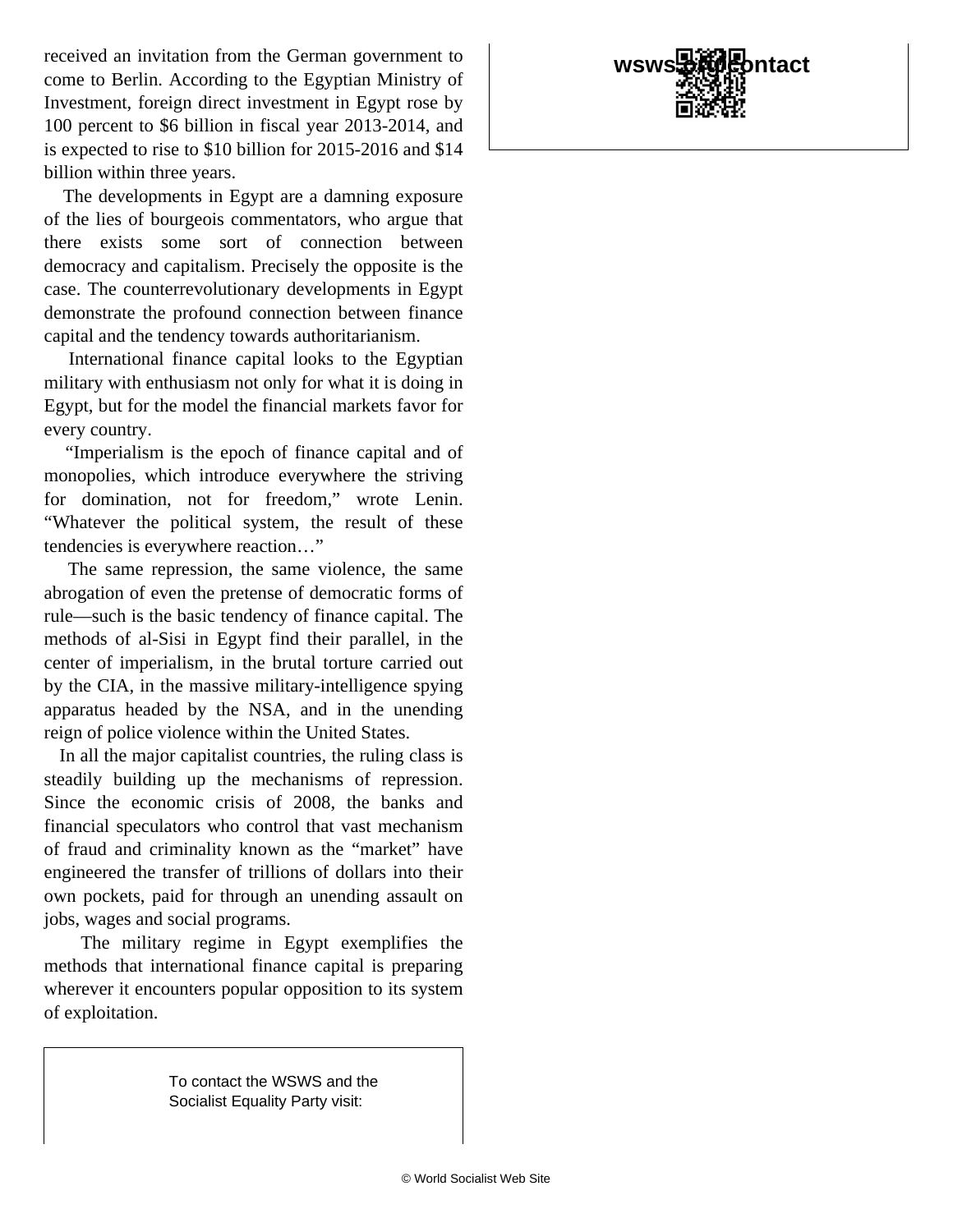received an invitation from the German government to come to Berlin. According to the Egyptian Ministry of Investment, foreign direct investment in Egypt rose by 100 percent to $6 billion in fiscal year 2013-2014, and is expected to rise to $10 billion for 2015-2016 and $14 billion within three years.

The developments in Egypt are a damning exposure of the lies of bourgeois commentators, who argue that there exists some sort of connection between democracy and capitalism. Precisely the opposite is the case. The counterrevolutionary developments in Egypt demonstrate the profound connection between finance capital and the tendency towards authoritarianism.

International finance capital looks to the Egyptian military with enthusiasm not only for what it is doing in Egypt, but for the model the financial markets favor for every country.

"Imperialism is the epoch of finance capital and of monopolies, which introduce everywhere the striving for domination, not for freedom," wrote Lenin. "Whatever the political system, the result of these tendencies is everywhere reaction…"

The same repression, the same violence, the same abrogation of even the pretense of democratic forms of rule—such is the basic tendency of finance capital. The methods of al-Sisi in Egypt find their parallel, in the center of imperialism, in the brutal torture carried out by the CIA, in the massive military-intelligence spying apparatus headed by the NSA, and in the unending reign of police violence within the United States.

In all the major capitalist countries, the ruling class is steadily building up the mechanisms of repression. Since the economic crisis of 2008, the banks and financial speculators who control that vast mechanism of fraud and criminality known as the "market" have engineered the transfer of trillions of dollars into their own pockets, paid for through an unending assault on jobs, wages and social programs.

The military regime in Egypt exemplifies the methods that international finance capital is preparing wherever it encounters popular opposition to its system of exploitation.

To contact the WSWS and the Socialist Equality Party visit:

**wsws.org/contact**